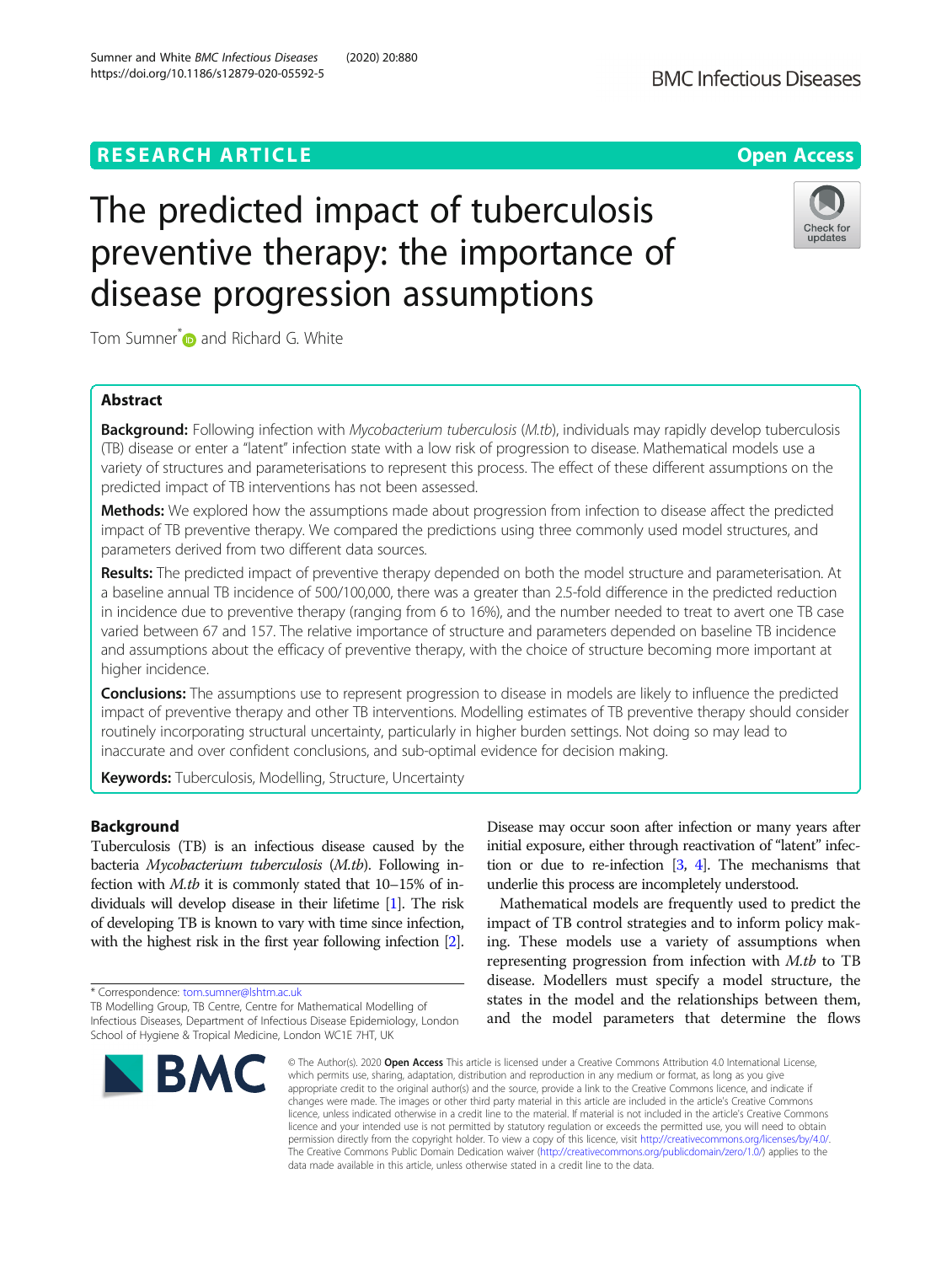RESEARCH ARTICLE

Open Access

# The predicted impact of tuberculosis preventive therapy: the importance of disease progression assumptions

Tom Sumner* and Richard G. White

## Abstract

**Background:** Following infection with *Mycobacterium tuberculosis* (*M.tb*), individuals may rapidly develop tuberculosis (TB) disease or enter a "latent" infection state with a low risk of progression to disease. Mathematical models use a variety of structures and parameterisations to represent this process. The effect of these different assumptions on the predicted impact of TB interventions has not been assessed.

**Methods:** We explored how the assumptions made about progression from infection to disease affect the predicted impact of TB preventive therapy. We compared the predictions using three commonly used model structures, and parameters derived from two different data sources.

**Results:** The predicted impact of preventive therapy depended on both the model structure and parameterisation. At a baseline annual TB incidence of 500/100,000, there was a greater than 2.5-fold difference in the predicted reduction in incidence due to preventive therapy (ranging from 6 to 16%), and the number needed to treat to avert one TB case varied between 67 and 157. The relative importance of structure and parameters depended on baseline TB incidence and assumptions about the efficacy of preventive therapy, with the choice of structure becoming more important at higher incidence.

**Conclusions:** The assumptions use to represent progression to disease in models are likely to influence the predicted impact of preventive therapy and other TB interventions. Modelling estimates of TB preventive therapy should consider routinely incorporating structural uncertainty, particularly in higher burden settings. Not doing so may lead to inaccurate and over confident conclusions, and sub-optimal evidence for decision making.

**Keywords:** Tuberculosis, Modelling, Structure, Uncertainty

## Background

Tuberculosis (TB) is an infectious disease caused by the bacteria *Mycobacterium tuberculosis* (*M.tb*). Following infection with *M.tb* it is commonly stated that 10–15% of individuals will develop disease in their lifetime [1]. The risk of developing TB is known to vary with time since infection, with the highest risk in the first year following infection [2]. Disease may occur soon after infection or many years after initial exposure, either through reactivation of "latent" infection or due to re-infection [3, 4]. The mechanisms that underlie this process are incompletely understood.

Mathematical models are frequently used to predict the impact of TB control strategies and to inform policy making. These models use a variety of assumptions when representing progression from infection with *M.tb* to TB disease. Modellers must specify a model structure, the states in the model and the relationships between them, and the model parameters that determine the flows

\* Correspondence: tom.sumner@lshtm.ac.uk
TB Modelling Group, TB Centre, Centre for Mathematical Modelling of Infectious Diseases, Department of Infectious Disease Epidemiology, London School of Hygiene & Tropical Medicine, London WC1E 7HT, UK

© The Author(s). 2020 **Open Access** This article is licensed under a Creative Commons Attribution 4.0 International License, which permits use, sharing, adaptation, distribution and reproduction in any medium or format, as long as you give appropriate credit to the original author(s) and the source, provide a link to the Creative Commons licence, and indicate if changes were made. The images or other third party material in this article are included in the article's Creative Commons licence, unless indicated otherwise in a credit line to the material. If material is not included in the article's Creative Commons licence and your intended use is not permitted by statutory regulation or exceeds the permitted use, you will need to obtain permission directly from the copyright holder. To view a copy of this licence, visit http://creativecommons.org/licenses/by/4.0/. The Creative Commons Public Domain Dedication waiver (http://creativecommons.org/publicdomain/zero/1.0/) applies to the data made available in this article, unless otherwise stated in a credit line to the data.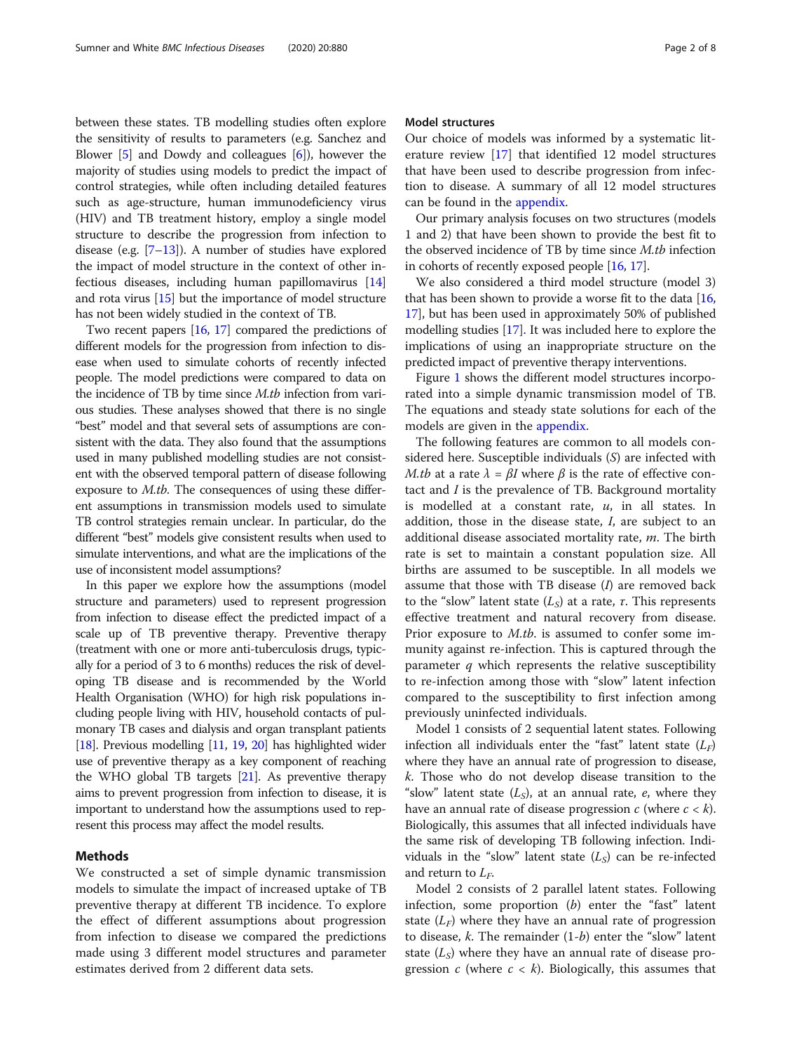between these states. TB modelling studies often explore the sensitivity of results to parameters (e.g. Sanchez and Blower [5] and Dowdy and colleagues [6]), however the majority of studies using models to predict the impact of control strategies, while often including detailed features such as age-structure, human immunodeficiency virus (HIV) and TB treatment history, employ a single model structure to describe the progression from infection to disease (e.g. [7–13]). A number of studies have explored the impact of model structure in the context of other infectious diseases, including human papillomavirus [14] and rota virus [15] but the importance of model structure has not been widely studied in the context of TB.

Two recent papers [16, 17] compared the predictions of different models for the progression from infection to disease when used to simulate cohorts of recently infected people. The model predictions were compared to data on the incidence of TB by time since *M.tb* infection from various studies. These analyses showed that there is no single "best" model and that several sets of assumptions are consistent with the data. They also found that the assumptions used in many published modelling studies are not consistent with the observed temporal pattern of disease following exposure to *M.tb*. The consequences of using these different assumptions in transmission models used to simulate TB control strategies remain unclear. In particular, do the different "best" models give consistent results when used to simulate interventions, and what are the implications of the use of inconsistent model assumptions?

In this paper we explore how the assumptions (model structure and parameters) used to represent progression from infection to disease effect the predicted impact of a scale up of TB preventive therapy. Preventive therapy (treatment with one or more anti-tuberculosis drugs, typically for a period of 3 to 6 months) reduces the risk of developing TB disease and is recommended by the World Health Organisation (WHO) for high risk populations including people living with HIV, household contacts of pulmonary TB cases and dialysis and organ transplant patients [18]. Previous modelling [11, 19, 20] has highlighted wider use of preventive therapy as a key component of reaching the WHO global TB targets [21]. As preventive therapy aims to prevent progression from infection to disease, it is important to understand how the assumptions used to represent this process may affect the model results.

## Methods

We constructed a set of simple dynamic transmission models to simulate the impact of increased uptake of TB preventive therapy at different TB incidence. To explore the effect of different assumptions about progression from infection to disease we compared the predictions made using 3 different model structures and parameter estimates derived from 2 different data sets.

### Model structures

Our choice of models was informed by a systematic literature review [17] that identified 12 model structures that have been used to describe progression from infection to disease. A summary of all 12 model structures can be found in the appendix.

Our primary analysis focuses on two structures (models 1 and 2) that have been shown to provide the best fit to the observed incidence of TB by time since *M.tb* infection in cohorts of recently exposed people [16, 17].

We also considered a third model structure (model 3) that has been shown to provide a worse fit to the data [16, 17], but has been used in approximately 50% of published modelling studies [17]. It was included here to explore the implications of using an inappropriate structure on the predicted impact of preventive therapy interventions.

Figure 1 shows the different model structures incorporated into a simple dynamic transmission model of TB. The equations and steady state solutions for each of the models are given in the appendix.

The following features are common to all models considered here. Susceptible individuals ($S$) are infected with *M.tb* at a rate $\lambda = \beta I$ where $\beta$ is the rate of effective contact and $I$ is the prevalence of TB. Background mortality is modelled at a constant rate, $u$, in all states. In addition, those in the disease state, $I$, are subject to an additional disease associated mortality rate, $m$. The birth rate is set to maintain a constant population size. All births are assumed to be susceptible. In all models we assume that those with TB disease ($I$) are removed back to the "slow" latent state ($L_S$) at a rate, $\tau$. This represents effective treatment and natural recovery from disease. Prior exposure to *M.tb*. is assumed to confer some immunity against re-infection. This is captured through the parameter $q$ which represents the relative susceptibility to re-infection among those with "slow" latent infection compared to the susceptibility to first infection among previously uninfected individuals.

Model 1 consists of 2 sequential latent states. Following infection all individuals enter the "fast" latent state ($L_F$) where they have an annual rate of progression to disease, $k$. Those who do not develop disease transition to the "slow" latent state ($L_S$), at an annual rate, $e$, where they have an annual rate of disease progression $c$ (where $c < k$). Biologically, this assumes that all infected individuals have the same risk of developing TB following infection. Individuals in the "slow" latent state ($L_S$) can be re-infected and return to $L_F$.

Model 2 consists of 2 parallel latent states. Following infection, some proportion ($b$) enter the "fast" latent state ($L_F$) where they have an annual rate of progression to disease, $k$. The remainder (1-$b$) enter the "slow" latent state ($L_S$) where they have an annual rate of disease progression $c$ (where $c < k$). Biologically, this assumes that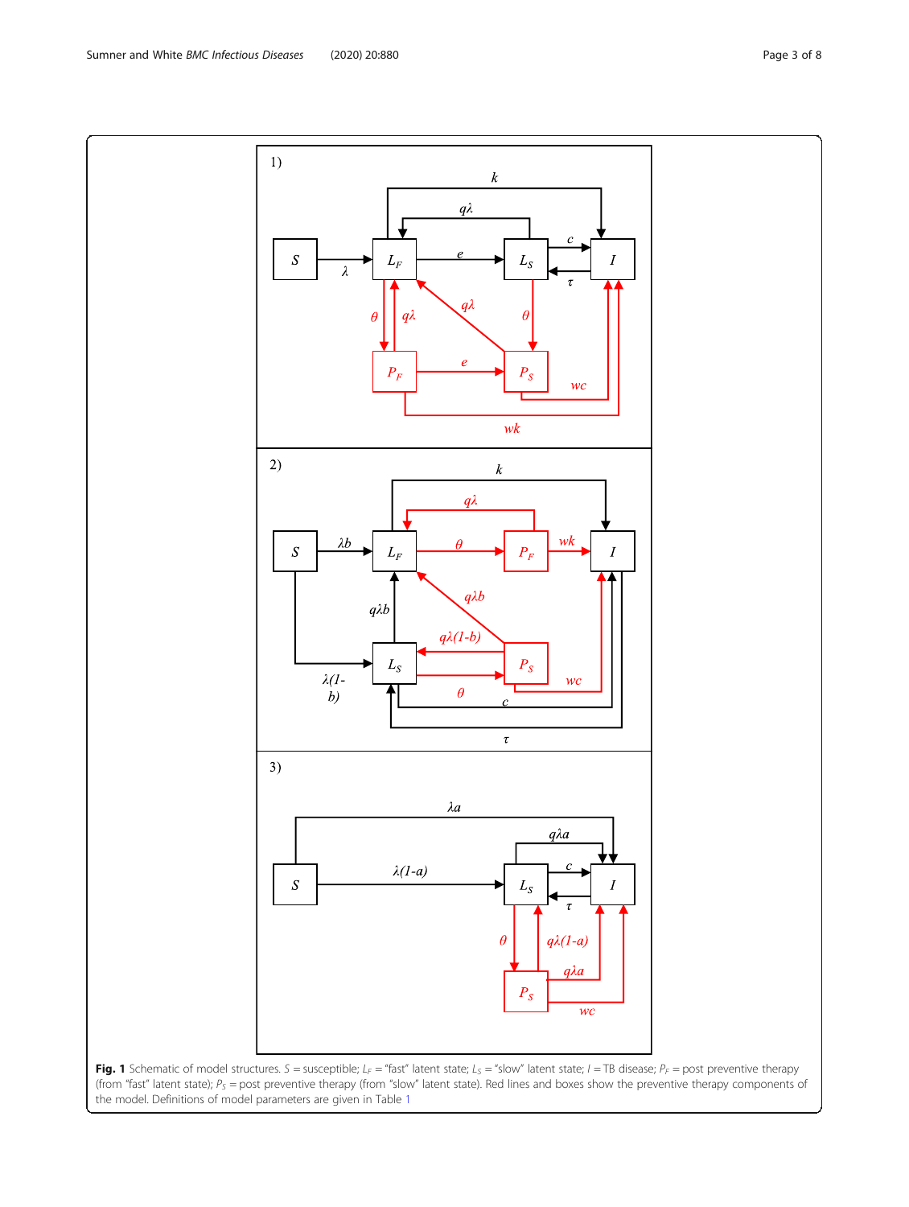**Fig. 1** Schematic of model structures. $S$ = susceptible; $L_F$ = "fast" latent state; $L_S$ = "slow" latent state; $I$ = TB disease; $P_F$ = post preventive therapy (from "fast" latent state); $P_S$ = post preventive therapy (from "slow" latent state). Red lines and boxes show the preventive therapy components of the model. Definitions of model parameters are given in Table 1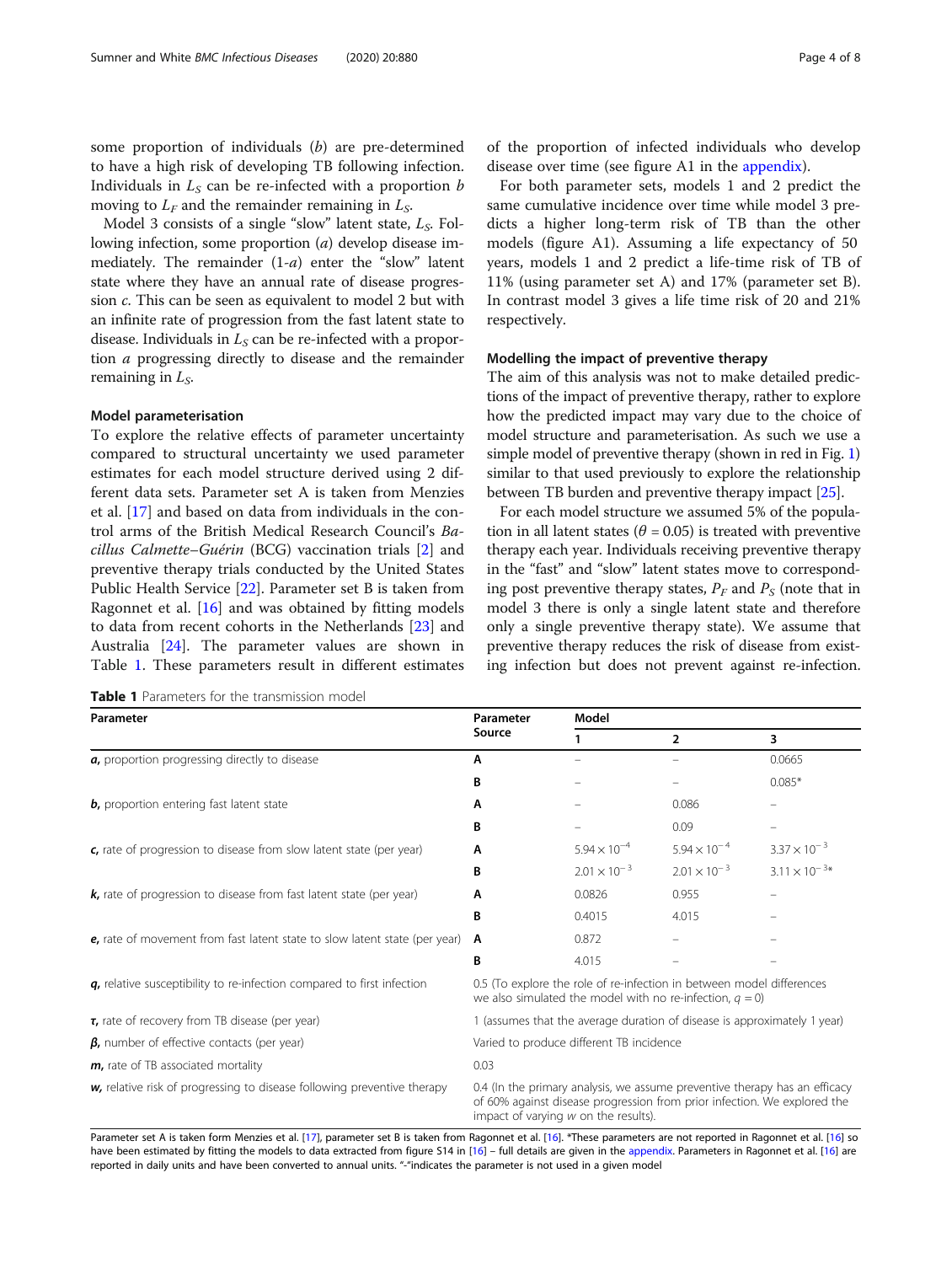some proportion of individuals ($b$) are pre-determined to have a high risk of developing TB following infection. Individuals in $L_S$ can be re-infected with a proportion $b$ moving to $L_F$ and the remainder remaining in $L_S$.

Model 3 consists of a single "slow" latent state, $L_S$. Following infection, some proportion ($a$) develop disease immediately. The remainder (1-$a$) enter the "slow" latent state where they have an annual rate of disease progression $c$. This can be seen as equivalent to model 2 but with an infinite rate of progression from the fast latent state to disease. Individuals in $L_S$ can be re-infected with a proportion $a$ progressing directly to disease and the remainder remaining in $L_S$.

### Model parameterisation

To explore the relative effects of parameter uncertainty compared to structural uncertainty we used parameter estimates for each model structure derived using 2 different data sets. Parameter set A is taken from Menzies et al. [17] and based on data from individuals in the control arms of the British Medical Research Council's *Bacillus Calmette–Guérin* (BCG) vaccination trials [2] and preventive therapy trials conducted by the United States Public Health Service [22]. Parameter set B is taken from Ragonnet et al. [16] and was obtained by fitting models to data from recent cohorts in the Netherlands [23] and Australia [24]. The parameter values are shown in Table 1. These parameters result in different estimates of the proportion of infected individuals who develop disease over time (see figure A1 in the appendix).

For both parameter sets, models 1 and 2 predict the same cumulative incidence over time while model 3 predicts a higher long-term risk of TB than the other models (figure A1). Assuming a life expectancy of 50 years, models 1 and 2 predict a life-time risk of TB of 11% (using parameter set A) and 17% (parameter set B). In contrast model 3 gives a life time risk of 20 and 21% respectively.

### Modelling the impact of preventive therapy

The aim of this analysis was not to make detailed predictions of the impact of preventive therapy, rather to explore how the predicted impact may vary due to the choice of model structure and parameterisation. As such we use a simple model of preventive therapy (shown in red in Fig. 1) similar to that used previously to explore the relationship between TB burden and preventive therapy impact [25].

For each model structure we assumed 5% of the population in all latent states ($\theta = 0.05$) is treated with preventive therapy each year. Individuals receiving preventive therapy in the "fast" and "slow" latent states move to corresponding post preventive therapy states, $P_F$ and $P_S$ (note that in model 3 there is only a single latent state and therefore only a single preventive therapy state). We assume that preventive therapy reduces the risk of disease from existing infection but does not prevent against re-infection.

**Table 1** Parameters for the transmission model

| Parameter | Parameter Source | Model | | |
|---|---|---|---|---|
| | | 1 | 2 | 3 |
| ***a***, proportion progressing directly to disease | A | – | – | 0.0665 |
| | B | – | – | 0.085* |
| ***b***, proportion entering fast latent state | A | – | 0.086 | – |
| | B | – | 0.09 | – |
| ***c***, rate of progression to disease from slow latent state (per year) | A | $5.94 \times 10^{-4}$ | $5.94 \times 10^{-4}$ | $3.37 \times 10^{-3}$ |
| | B | $2.01 \times 10^{-3}$ | $2.01 \times 10^{-3}$ | $3.11 \times 10^{-3}$* |
| ***k***, rate of progression to disease from fast latent state (per year) | A | 0.0826 | 0.955 | – |
| | B | 0.4015 | 4.015 | – |
| ***e***, rate of movement from fast latent state to slow latent state (per year) | A | 0.872 | – | – |
| | B | 4.015 | – | – |
| ***q***, relative susceptibility to re-infection compared to first infection | 0.5 (To explore the role of re-infection in between model differences we also simulated the model with no re-infection, $q = 0$) | | | |
| ***τ***, rate of recovery from TB disease (per year) | 1 (assumes that the average duration of disease is approximately 1 year) | | | |
| ***β***, number of effective contacts (per year) | Varied to produce different TB incidence | | | |
| ***m***, rate of TB associated mortality | 0.03 | | | |
| ***w***, relative risk of progressing to disease following preventive therapy | 0.4 (In the primary analysis, we assume preventive therapy has an efficacy of 60% against disease progression from prior infection. We explored the impact of varying $w$ on the results). | | | |

Parameter set A is taken form Menzies et al. [17], parameter set B is taken from Ragonnet et al. [16]. *These parameters are not reported in Ragonnet et al. [16] so have been estimated by fitting the models to data extracted from figure S14 in [16] – full details are given in the appendix. Parameters in Ragonnet et al. [16] are reported in daily units and have been converted to annual units. "-"indicates the parameter is not used in a given model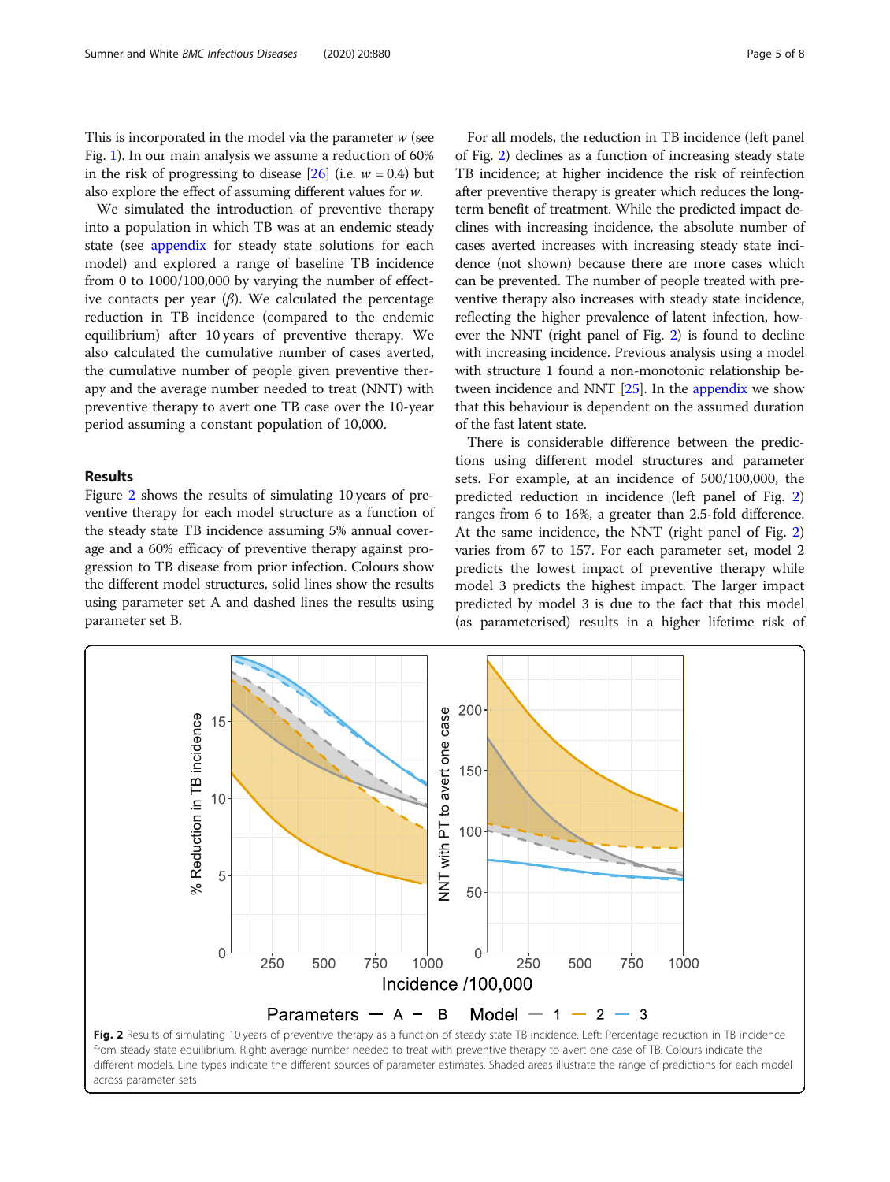This is incorporated in the model via the parameter $w$ (see Fig. 1). In our main analysis we assume a reduction of 60% in the risk of progressing to disease [26] (i.e. $w = 0.4$) but also explore the effect of assuming different values for $w$.

We simulated the introduction of preventive therapy into a population in which TB was at an endemic steady state (see appendix for steady state solutions for each model) and explored a range of baseline TB incidence from 0 to 1000/100,000 by varying the number of effective contacts per year ($\beta$). We calculated the percentage reduction in TB incidence (compared to the endemic equilibrium) after 10 years of preventive therapy. We also calculated the cumulative number of cases averted, the cumulative number of people given preventive therapy and the average number needed to treat (NNT) with preventive therapy to avert one TB case over the 10-year period assuming a constant population of 10,000.

## Results

Figure 2 shows the results of simulating 10 years of preventive therapy for each model structure as a function of the steady state TB incidence assuming 5% annual coverage and a 60% efficacy of preventive therapy against progression to TB disease from prior infection. Colours show the different model structures, solid lines show the results using parameter set A and dashed lines the results using parameter set B.

For all models, the reduction in TB incidence (left panel of Fig. 2) declines as a function of increasing steady state TB incidence; at higher incidence the risk of reinfection after preventive therapy is greater which reduces the long-term benefit of treatment. While the predicted impact declines with increasing incidence, the absolute number of cases averted increases with increasing steady state incidence (not shown) because there are more cases which can be prevented. The number of people treated with preventive therapy also increases with steady state incidence, reflecting the higher prevalence of latent infection, however the NNT (right panel of Fig. 2) is found to decline with increasing incidence. Previous analysis using a model with structure 1 found a non-monotonic relationship between incidence and NNT [25]. In the appendix we show that this behaviour is dependent on the assumed duration of the fast latent state.

There is considerable difference between the predictions using different model structures and parameter sets. For example, at an incidence of 500/100,000, the predicted reduction in incidence (left panel of Fig. 2) ranges from 6 to 16%, a greater than 2.5-fold difference. At the same incidence, the NNT (right panel of Fig. 2) varies from 67 to 157. For each parameter set, model 2 predicts the lowest impact of preventive therapy while model 3 predicts the highest impact. The larger impact predicted by model 3 is due to the fact that this model (as parameterised) results in a higher lifetime risk of

**Fig. 2** Results of simulating 10 years of preventive therapy as a function of steady state TB incidence. Left: Percentage reduction in TB incidence from steady state equilibrium. Right: average number needed to treat with preventive therapy to avert one case of TB. Colours indicate the different models. Line types indicate the different sources of parameter estimates. Shaded areas illustrate the range of predictions for each model across parameter sets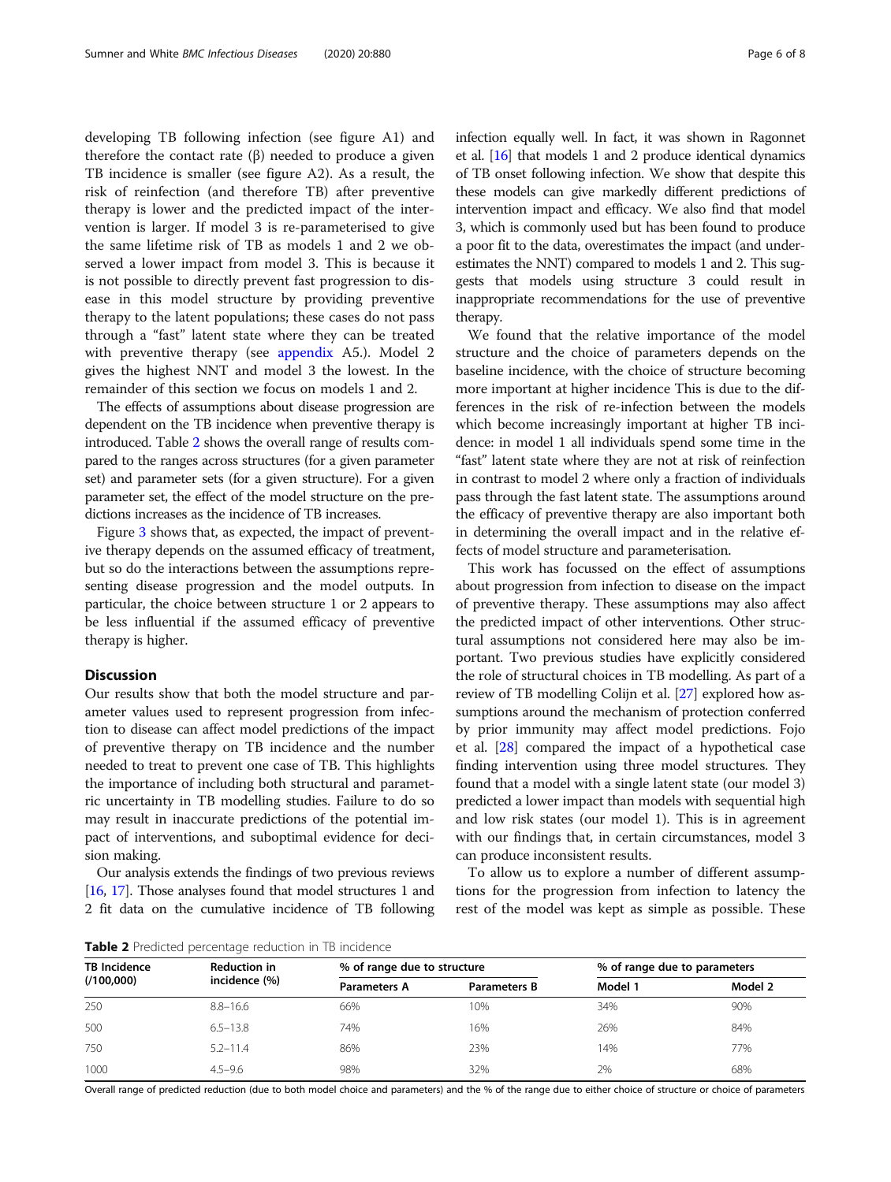developing TB following infection (see figure A1) and therefore the contact rate (β) needed to produce a given TB incidence is smaller (see figure A2). As a result, the risk of reinfection (and therefore TB) after preventive therapy is lower and the predicted impact of the intervention is larger. If model 3 is re-parameterised to give the same lifetime risk of TB as models 1 and 2 we observed a lower impact from model 3. This is because it is not possible to directly prevent fast progression to disease in this model structure by providing preventive therapy to the latent populations; these cases do not pass through a "fast" latent state where they can be treated with preventive therapy (see appendix A5.). Model 2 gives the highest NNT and model 3 the lowest. In the remainder of this section we focus on models 1 and 2.

The effects of assumptions about disease progression are dependent on the TB incidence when preventive therapy is introduced. Table 2 shows the overall range of results compared to the ranges across structures (for a given parameter set) and parameter sets (for a given structure). For a given parameter set, the effect of the model structure on the predictions increases as the incidence of TB increases.

Figure 3 shows that, as expected, the impact of preventive therapy depends on the assumed efficacy of treatment, but so do the interactions between the assumptions representing disease progression and the model outputs. In particular, the choice between structure 1 or 2 appears to be less influential if the assumed efficacy of preventive therapy is higher.

## Discussion

Our results show that both the model structure and parameter values used to represent progression from infection to disease can affect model predictions of the impact of preventive therapy on TB incidence and the number needed to treat to prevent one case of TB. This highlights the importance of including both structural and parametric uncertainty in TB modelling studies. Failure to do so may result in inaccurate predictions of the potential impact of interventions, and suboptimal evidence for decision making.

Our analysis extends the findings of two previous reviews [16, 17]. Those analyses found that model structures 1 and 2 fit data on the cumulative incidence of TB following infection equally well. In fact, it was shown in Ragonnet et al. [16] that models 1 and 2 produce identical dynamics of TB onset following infection. We show that despite this these models can give markedly different predictions of intervention impact and efficacy. We also find that model 3, which is commonly used but has been found to produce a poor fit to the data, overestimates the impact (and underestimates the NNT) compared to models 1 and 2. This suggests that models using structure 3 could result in inappropriate recommendations for the use of preventive therapy.

We found that the relative importance of the model structure and the choice of parameters depends on the baseline incidence, with the choice of structure becoming more important at higher incidence This is due to the differences in the risk of re-infection between the models which become increasingly important at higher TB incidence: in model 1 all individuals spend some time in the "fast" latent state where they are not at risk of reinfection in contrast to model 2 where only a fraction of individuals pass through the fast latent state. The assumptions around the efficacy of preventive therapy are also important both in determining the overall impact and in the relative effects of model structure and parameterisation.

This work has focussed on the effect of assumptions about progression from infection to disease on the impact of preventive therapy. These assumptions may also affect the predicted impact of other interventions. Other structural assumptions not considered here may also be important. Two previous studies have explicitly considered the role of structural choices in TB modelling. As part of a review of TB modelling Colijn et al. [27] explored how assumptions around the mechanism of protection conferred by prior immunity may affect model predictions. Fojo et al. [28] compared the impact of a hypothetical case finding intervention using three model structures. They found that a model with a single latent state (our model 3) predicted a lower impact than models with sequential high and low risk states (our model 1). This is in agreement with our findings that, in certain circumstances, model 3 can produce inconsistent results.

To allow us to explore a number of different assumptions for the progression from infection to latency the rest of the model was kept as simple as possible. These

**Table 2** Predicted percentage reduction in TB incidence

| TB Incidence (/100,000) | Reduction in incidence (%) | % of range due to structure | | % of range due to parameters | |
|---|---|---|---|---|---|
| | | Parameters A | Parameters B | Model 1 | Model 2 |
| 250 | 8.8–16.6 | 66% | 10% | 34% | 90% |
| 500 | 6.5–13.8 | 74% | 16% | 26% | 84% |
| 750 | 5.2–11.4 | 86% | 23% | 14% | 77% |
| 1000 | 4.5–9.6 | 98% | 32% | 2% | 68% |

Overall range of predicted reduction (due to both model choice and parameters) and the % of the range due to either choice of structure or choice of parameters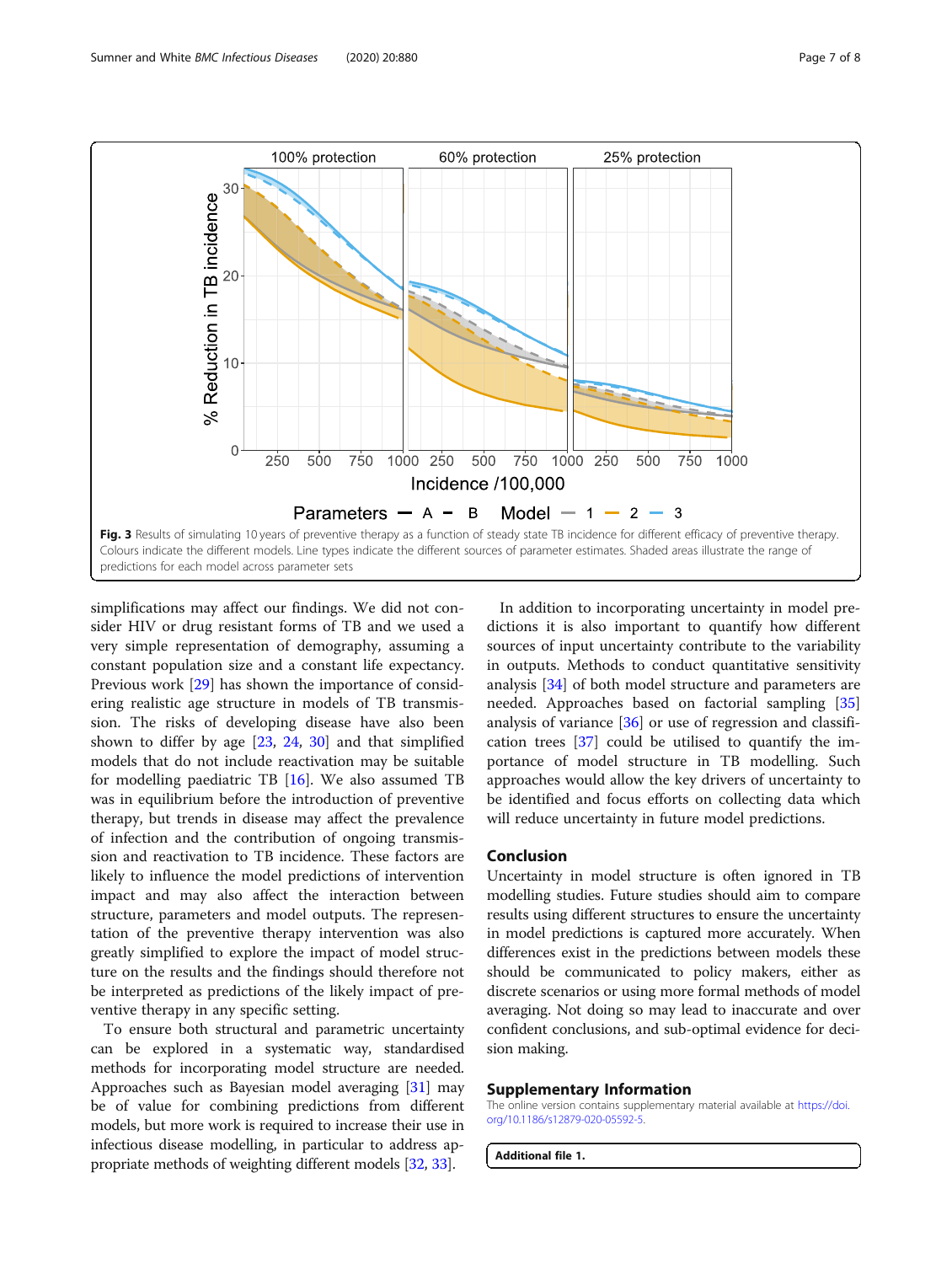**Fig. 3** Results of simulating 10 years of preventive therapy as a function of steady state TB incidence for different efficacy of preventive therapy. Colours indicate the different models. Line types indicate the different sources of parameter estimates. Shaded areas illustrate the range of predictions for each model across parameter sets

simplifications may affect our findings. We did not consider HIV or drug resistant forms of TB and we used a very simple representation of demography, assuming a constant population size and a constant life expectancy. Previous work [29] has shown the importance of considering realistic age structure in models of TB transmission. The risks of developing disease have also been shown to differ by age [23, 24, 30] and that simplified models that do not include reactivation may be suitable for modelling paediatric TB [16]. We also assumed TB was in equilibrium before the introduction of preventive therapy, but trends in disease may affect the prevalence of infection and the contribution of ongoing transmission and reactivation to TB incidence. These factors are likely to influence the model predictions of intervention impact and may also affect the interaction between structure, parameters and model outputs. The representation of the preventive therapy intervention was also greatly simplified to explore the impact of model structure on the results and the findings should therefore not be interpreted as predictions of the likely impact of preventive therapy in any specific setting.

To ensure both structural and parametric uncertainty can be explored in a systematic way, standardised methods for incorporating model structure are needed. Approaches such as Bayesian model averaging [31] may be of value for combining predictions from different models, but more work is required to increase their use in infectious disease modelling, in particular to address appropriate methods of weighting different models [32, 33].

In addition to incorporating uncertainty in model predictions it is also important to quantify how different sources of input uncertainty contribute to the variability in outputs. Methods to conduct quantitative sensitivity analysis [34] of both model structure and parameters are needed. Approaches based on factorial sampling [35] analysis of variance [36] or use of regression and classification trees [37] could be utilised to quantify the importance of model structure in TB modelling. Such approaches would allow the key drivers of uncertainty to be identified and focus efforts on collecting data which will reduce uncertainty in future model predictions.

## Conclusion

Uncertainty in model structure is often ignored in TB modelling studies. Future studies should aim to compare results using different structures to ensure the uncertainty in model predictions is captured more accurately. When differences exist in the predictions between models these should be communicated to policy makers, either as discrete scenarios or using more formal methods of model averaging. Not doing so may lead to inaccurate and over confident conclusions, and sub-optimal evidence for decision making.

## Supplementary Information

The online version contains supplementary material available at https://doi.org/10.1186/s12879-020-05592-5.

**Additional file 1.**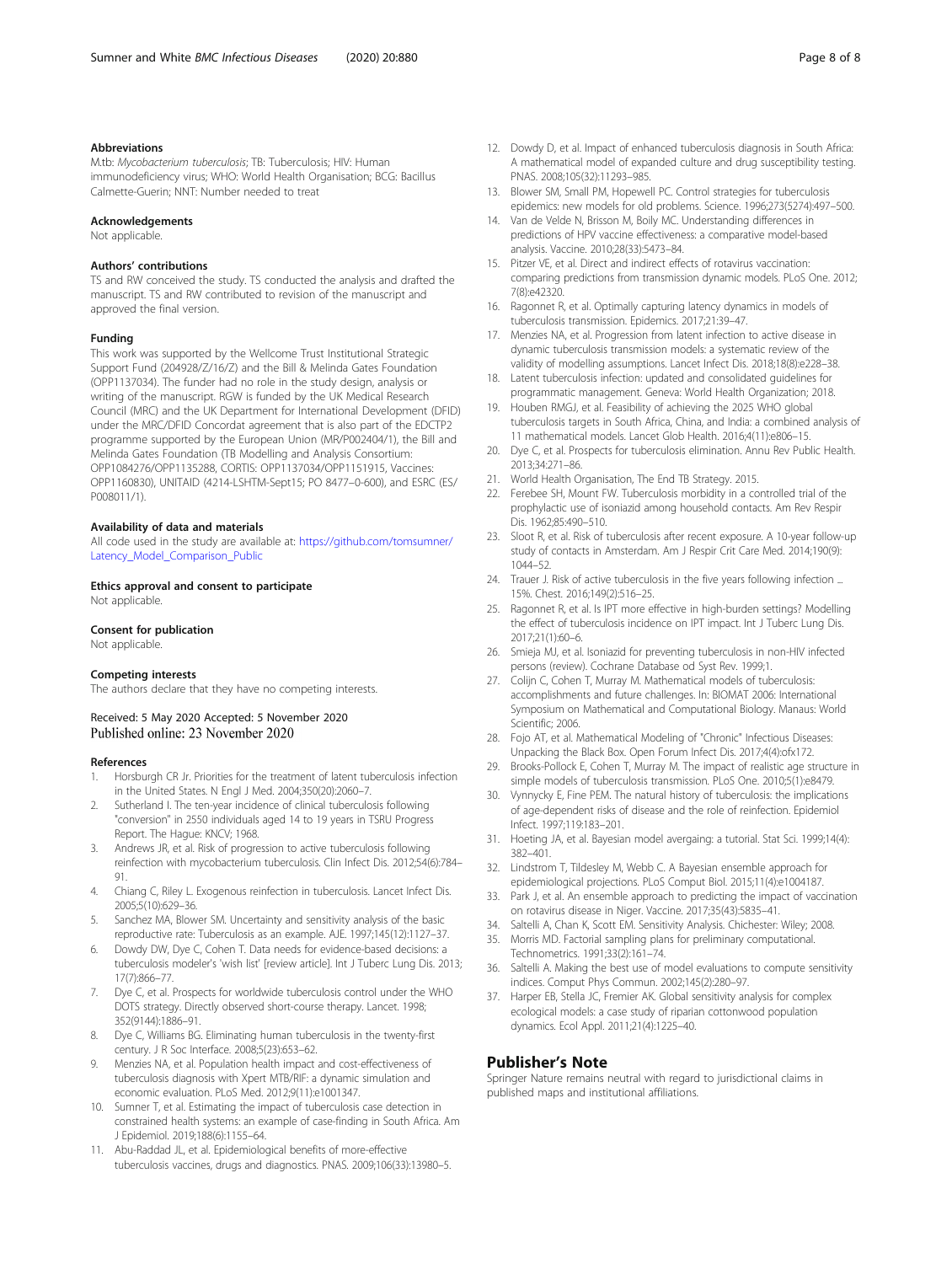### Abbreviations

M.tb: *Mycobacterium tuberculosis*; TB: Tuberculosis; HIV: Human immunodeficiency virus; WHO: World Health Organisation; BCG: Bacillus Calmette-Guerin; NNT: Number needed to treat

### Acknowledgements

Not applicable.

### Authors' contributions

TS and RW conceived the study. TS conducted the analysis and drafted the manuscript. TS and RW contributed to revision of the manuscript and approved the final version.

### Funding

This work was supported by the Wellcome Trust Institutional Strategic Support Fund (204928/Z/16/Z) and the Bill & Melinda Gates Foundation (OPP1137034). The funder had no role in the study design, analysis or writing of the manuscript. RGW is funded by the UK Medical Research Council (MRC) and the UK Department for International Development (DFID) under the MRC/DFID Concordat agreement that is also part of the EDCTP2 programme supported by the European Union (MR/P002404/1), the Bill and Melinda Gates Foundation (TB Modelling and Analysis Consortium: OPP1084276/OPP1135288, CORTIS: OPP1137034/OPP1151915, Vaccines: OPP1160830), UNITAID (4214-LSHTM-Sept15; PO 8477–0-600), and ESRC (ES/P008011/1).

### Availability of data and materials

All code used in the study are available at: https://github.com/tomsumner/Latency_Model_Comparison_Public

### Ethics approval and consent to participate

Not applicable.

### Consent for publication

Not applicable.

### Competing interests

The authors declare that they have no competing interests.

Received: 5 May 2020 Accepted: 5 November 2020
Published online: 23 November 2020

### References

1. Horsburgh CR Jr. Priorities for the treatment of latent tuberculosis infection in the United States. N Engl J Med. 2004;350(20):2060–7.
2. Sutherland I. The ten-year incidence of clinical tuberculosis following "conversion" in 2550 individuals aged 14 to 19 years in TSRU Progress Report. The Hague: KNCV; 1968.
3. Andrews JR, et al. Risk of progression to active tuberculosis following reinfection with mycobacterium tuberculosis. Clin Infect Dis. 2012;54(6):784–91.
4. Chiang C, Riley L. Exogenous reinfection in tuberculosis. Lancet Infect Dis. 2005;5(10):629–36.
5. Sanchez MA, Blower SM. Uncertainty and sensitivity analysis of the basic reproductive rate: Tuberculosis as an example. AJE. 1997;145(12):1127–37.
6. Dowdy DW, Dye C, Cohen T. Data needs for evidence-based decisions: a tuberculosis modeler's 'wish list' [review article]. Int J Tuberc Lung Dis. 2013;17(7):866–77.
7. Dye C, et al. Prospects for worldwide tuberculosis control under the WHO DOTS strategy. Directly observed short-course therapy. Lancet. 1998;352(9144):1886–91.
8. Dye C, Williams BG. Eliminating human tuberculosis in the twenty-first century. J R Soc Interface. 2008;5(23):653–62.
9. Menzies NA, et al. Population health impact and cost-effectiveness of tuberculosis diagnosis with Xpert MTB/RIF: a dynamic simulation and economic evaluation. PLoS Med. 2012;9(11):e1001347.
10. Sumner T, et al. Estimating the impact of tuberculosis case detection in constrained health systems: an example of case-finding in South Africa. Am J Epidemiol. 2019;188(6):1155–64.
11. Abu-Raddad JL, et al. Epidemiological benefits of more-effective tuberculosis vaccines, drugs and diagnostics. PNAS. 2009;106(33):13980–5.
12. Dowdy D, et al. Impact of enhanced tuberculosis diagnosis in South Africa: A mathematical model of expanded culture and drug susceptibility testing. PNAS. 2008;105(32):11293–985.
13. Blower SM, Small PM, Hopewell PC. Control strategies for tuberculosis epidemics: new models for old problems. Science. 1996;273(5274):497–500.
14. Van de Velde N, Brisson M, Boily MC. Understanding differences in predictions of HPV vaccine effectiveness: a comparative model-based analysis. Vaccine. 2010;28(33):5473–84.
15. Pitzer VE, et al. Direct and indirect effects of rotavirus vaccination: comparing predictions from transmission dynamic models. PLoS One. 2012;7(8):e42320.
16. Ragonnet R, et al. Optimally capturing latency dynamics in models of tuberculosis transmission. Epidemics. 2017;21:39–47.
17. Menzies NA, et al. Progression from latent infection to active disease in dynamic tuberculosis transmission models: a systematic review of the validity of modelling assumptions. Lancet Infect Dis. 2018;18(8):e228–38.
18. Latent tuberculosis infection: updated and consolidated guidelines for programmatic management. Geneva: World Health Organization; 2018.
19. Houben RMGJ, et al. Feasibility of achieving the 2025 WHO global tuberculosis targets in South Africa, China, and India: a combined analysis of 11 mathematical models. Lancet Glob Health. 2016;4(11):e806–15.
20. Dye C, et al. Prospects for tuberculosis elimination. Annu Rev Public Health. 2013;34:271–86.
21. World Health Organisation, The End TB Strategy. 2015.
22. Ferebee SH, Mount FW. Tuberculosis morbidity in a controlled trial of the prophylactic use of isoniazid among household contacts. Am Rev Respir Dis. 1962;85:490–510.
23. Sloot R, et al. Risk of tuberculosis after recent exposure. A 10-year follow-up study of contacts in Amsterdam. Am J Respir Crit Care Med. 2014;190(9):1044–52.
24. Trauer J. Risk of active tuberculosis in the five years following infection ... 15%. Chest. 2016;149(2):516–25.
25. Ragonnet R, et al. Is IPT more effective in high-burden settings? Modelling the effect of tuberculosis incidence on IPT impact. Int J Tuberc Lung Dis. 2017;21(1):60–6.
26. Smieja MJ, et al. Isoniazid for preventing tuberculosis in non-HIV infected persons (review). Cochrane Database od Syst Rev. 1999;1.
27. Colijn C, Cohen T, Murray M. Mathematical models of tuberculosis: accomplishments and future challenges. In: BIOMAT 2006: International Symposium on Mathematical and Computational Biology. Manaus: World Scientific; 2006.
28. Fojo AT, et al. Mathematical Modeling of "Chronic" Infectious Diseases: Unpacking the Black Box. Open Forum Infect Dis. 2017;4(4):ofx172.
29. Brooks-Pollock E, Cohen T, Murray M. The impact of realistic age structure in simple models of tuberculosis transmission. PLoS One. 2010;5(1):e8479.
30. Vynnycky E, Fine PEM. The natural history of tuberculosis: the implications of age-dependent risks of disease and the role of reinfection. Epidemiol Infect. 1997;119:183–201.
31. Hoeting JA, et al. Bayesian model avergaing: a tutorial. Stat Sci. 1999;14(4):382–401.
32. Lindstrom T, Tildesley M, Webb C. A Bayesian ensemble approach for epidemiological projections. PLoS Comput Biol. 2015;11(4):e1004187.
33. Park J, et al. An ensemble approach to predicting the impact of vaccination on rotavirus disease in Niger. Vaccine. 2017;35(43):5835–41.
34. Saltelli A, Chan K, Scott EM. Sensitivity Analysis. Chichester: Wiley; 2008.
35. Morris MD. Factorial sampling plans for preliminary computational. Technometrics. 1991;33(2):161–74.
36. Saltelli A. Making the best use of model evaluations to compute sensitivity indices. Comput Phys Commun. 2002;145(2):280–97.
37. Harper EB, Stella JC, Fremier AK. Global sensitivity analysis for complex ecological models: a case study of riparian cottonwood population dynamics. Ecol Appl. 2011;21(4):1225–40.

## Publisher's Note

Springer Nature remains neutral with regard to jurisdictional claims in published maps and institutional affiliations.